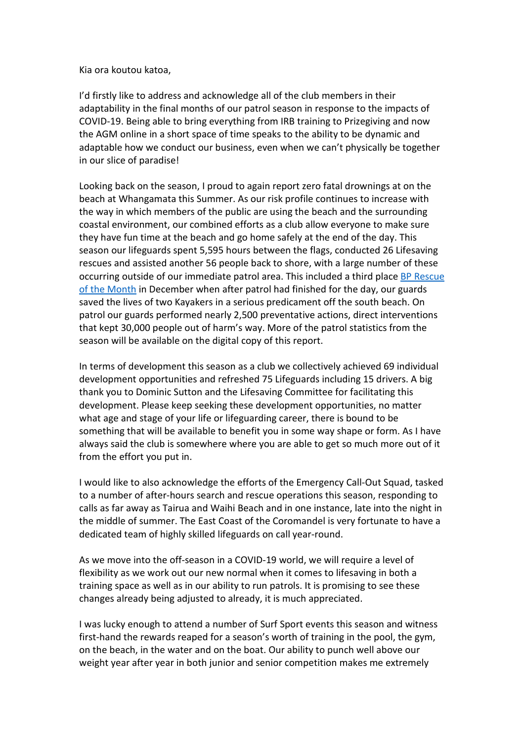Kia ora koutou katoa,

I'd firstly like to address and acknowledge all of the club members in their adaptability in the final months of our patrol season in response to the impacts of COVID-19. Being able to bring everything from IRB training to Prizegiving and now the AGM online in a short space of time speaks to the ability to be dynamic and adaptable how we conduct our business, even when we can't physically be together in our slice of paradise!

Looking back on the season, I proud to again report zero fatal drownings at on the beach at Whangamata this Summer. As our risk profile continues to increase with the way in which members of the public are using the beach and the surrounding coastal environment, our combined efforts as a club allow everyone to make sure they have fun time at the beach and go home safely at the end of the day. This season our lifeguards spent 5,595 hours between the flags, conducted 26 Lifesaving rescues and assisted another 56 people back to shore, with a large number of these occurring outside of our immediate patrol area. This included a third place [BP Rescue of the Month] in December when after patrol had finished for the day, our guards saved the lives of two Kayakers in a serious predicament off the south beach. On patrol our guards performed nearly 2,500 preventative actions, direct interventions that kept 30,000 people out of harm's way. More of the patrol statistics from the season will be available on the digital copy of this report.

In terms of development this season as a club we collectively achieved 69 individual development opportunities and refreshed 75 Lifeguards including 15 drivers. A big thank you to Dominic Sutton and the Lifesaving Committee for facilitating this development. Please keep seeking these development opportunities, no matter what age and stage of your life or lifeguarding career, there is bound to be something that will be available to benefit you in some way shape or form. As I have always said the club is somewhere where you are able to get so much more out of it from the effort you put in.

I would like to also acknowledge the efforts of the Emergency Call-Out Squad, tasked to a number of after-hours search and rescue operations this season, responding to calls as far away as Tairua and Waihi Beach and in one instance, late into the night in the middle of summer. The East Coast of the Coromandel is very fortunate to have a dedicated team of highly skilled lifeguards on call year-round.

As we move into the off-season in a COVID-19 world, we will require a level of flexibility as we work out our new normal when it comes to lifesaving in both a training space as well as in our ability to run patrols. It is promising to see these changes already being adjusted to already, it is much appreciated.

I was lucky enough to attend a number of Surf Sport events this season and witness first-hand the rewards reaped for a season's worth of training in the pool, the gym, on the beach, in the water and on the boat. Our ability to punch well above our weight year after year in both junior and senior competition makes me extremely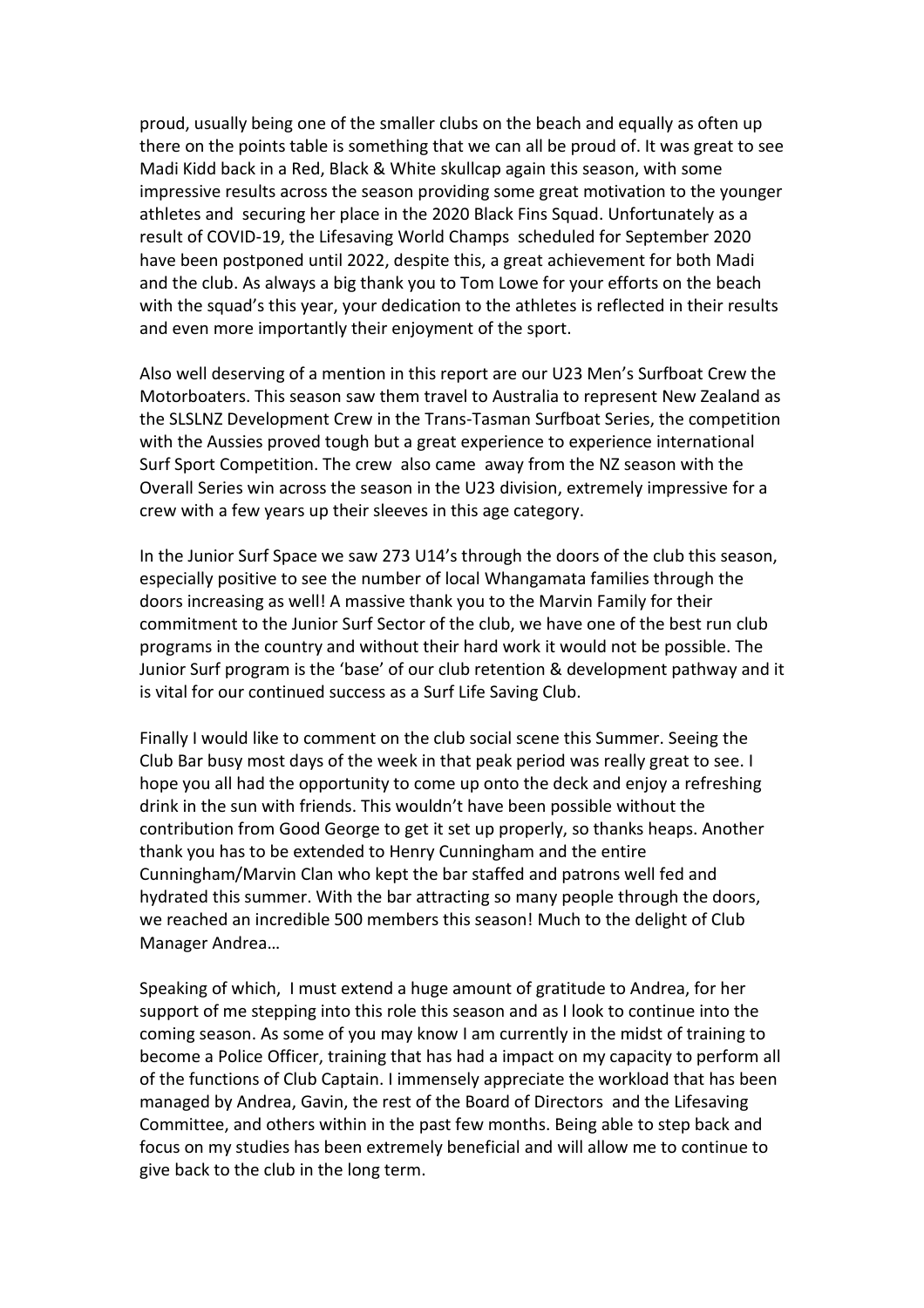proud, usually being one of the smaller clubs on the beach and equally as often up there on the points table is something that we can all be proud of. It was great to see Madi Kidd back in a Red, Black & White skullcap again this season, with some impressive results across the season providing some great motivation to the younger athletes and securing her place in the 2020 Black Fins Squad. Unfortunately as a result of COVID-19, the Lifesaving World Champs scheduled for September 2020 have been postponed until 2022, despite this, a great achievement for both Madi and the club. As always a big thank you to Tom Lowe for your efforts on the beach with the squad's this year, your dedication to the athletes is reflected in their results and even more importantly their enjoyment of the sport.

Also well deserving of a mention in this report are our U23 Men's Surfboat Crew the Motorboaters. This season saw them travel to Australia to represent New Zealand as the SLSLNZ Development Crew in the Trans-Tasman Surfboat Series, the competition with the Aussies proved tough but a great experience to experience international Surf Sport Competition. The crew also came away from the NZ season with the Overall Series win across the season in the U23 division, extremely impressive for a crew with a few years up their sleeves in this age category.

In the Junior Surf Space we saw 273 U14's through the doors of the club this season, especially positive to see the number of local Whangamata families through the doors increasing as well! A massive thank you to the Marvin Family for their commitment to the Junior Surf Sector of the club, we have one of the best run club programs in the country and without their hard work it would not be possible. The Junior Surf program is the 'base' of our club retention & development pathway and it is vital for our continued success as a Surf Life Saving Club.

Finally I would like to comment on the club social scene this Summer. Seeing the Club Bar busy most days of the week in that peak period was really great to see. I hope you all had the opportunity to come up onto the deck and enjoy a refreshing drink in the sun with friends. This wouldn't have been possible without the contribution from Good George to get it set up properly, so thanks heaps. Another thank you has to be extended to Henry Cunningham and the entire Cunningham/Marvin Clan who kept the bar staffed and patrons well fed and hydrated this summer. With the bar attracting so many people through the doors, we reached an incredible 500 members this season! Much to the delight of Club Manager Andrea…

Speaking of which, I must extend a huge amount of gratitude to Andrea, for her support of me stepping into this role this season and as I look to continue into the coming season. As some of you may know I am currently in the midst of training to become a Police Officer, training that has had a impact on my capacity to perform all of the functions of Club Captain. I immensely appreciate the workload that has been managed by Andrea, Gavin, the rest of the Board of Directors and the Lifesaving Committee, and others within in the past few months. Being able to step back and focus on my studies has been extremely beneficial and will allow me to continue to give back to the club in the long term.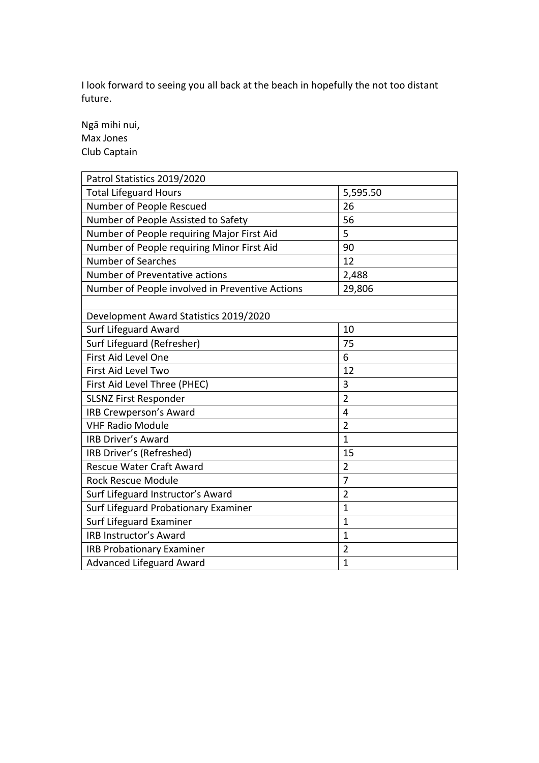I look forward to seeing you all back at the beach in hopefully the not too distant future.

Ngā mihi nui,
Max Jones
Club Captain

| | |
|---|---|
| Patrol Statistics 2019/2020 | |
| Total Lifeguard Hours | 5,595.50 |
| Number of People Rescued | 26 |
| Number of People Assisted to Safety | 56 |
| Number of People requiring Major First Aid | 5 |
| Number of People requiring Minor First Aid | 90 |
| Number of Searches | 12 |
| Number of Preventative actions | 2,488 |
| Number of People involved in Preventive Actions | 29,806 |
| | |
| Development Award Statistics 2019/2020 | |
| Surf Lifeguard Award | 10 |
| Surf Lifeguard (Refresher) | 75 |
| First Aid Level One | 6 |
| First Aid Level Two | 12 |
| First Aid Level Three (PHEC) | 3 |
| SLSNZ First Responder | 2 |
| IRB Crewperson's Award | 4 |
| VHF Radio Module | 2 |
| IRB Driver's Award | 1 |
| IRB Driver's (Refreshed) | 15 |
| Rescue Water Craft Award | 2 |
| Rock Rescue Module | 7 |
| Surf Lifeguard Instructor's Award | 2 |
| Surf Lifeguard Probationary Examiner | 1 |
| Surf Lifeguard Examiner | 1 |
| IRB Instructor's Award | 1 |
| IRB Probationary Examiner | 2 |
| Advanced Lifeguard Award | 1 |